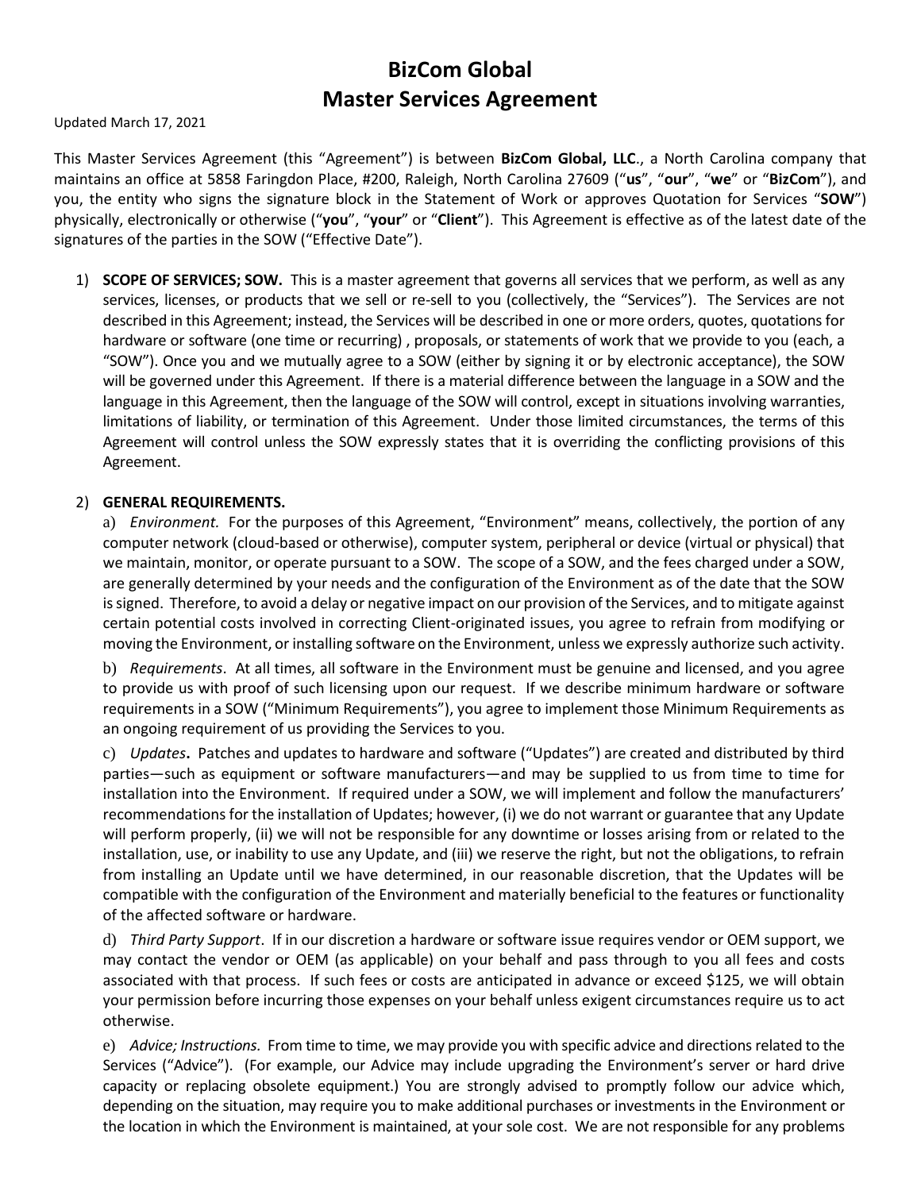# BizCom Global
# Master Services Agreement

Updated March 17, 2021

This Master Services Agreement (this "Agreement") is between **BizCom Global, LLC**., a North Carolina company that maintains an office at 5858 Faringdon Place, #200, Raleigh, North Carolina 27609 ("**us**", "**our**", "**we**" or "**BizCom**"), and you, the entity who signs the signature block in the Statement of Work or approves Quotation for Services "**SOW**") physically, electronically or otherwise ("**you**", "**your**" or "**Client**"). This Agreement is effective as of the latest date of the signatures of the parties in the SOW ("Effective Date").

1) **SCOPE OF SERVICES; SOW.** This is a master agreement that governs all services that we perform, as well as any services, licenses, or products that we sell or re-sell to you (collectively, the "Services"). The Services are not described in this Agreement; instead, the Services will be described in one or more orders, quotes, quotations for hardware or software (one time or recurring) , proposals, or statements of work that we provide to you (each, a "SOW"). Once you and we mutually agree to a SOW (either by signing it or by electronic acceptance), the SOW will be governed under this Agreement. If there is a material difference between the language in a SOW and the language in this Agreement, then the language of the SOW will control, except in situations involving warranties, limitations of liability, or termination of this Agreement. Under those limited circumstances, the terms of this Agreement will control unless the SOW expressly states that it is overriding the conflicting provisions of this Agreement.

2) **GENERAL REQUIREMENTS.**

a) *Environment.* For the purposes of this Agreement, "Environment" means, collectively, the portion of any computer network (cloud-based or otherwise), computer system, peripheral or device (virtual or physical) that we maintain, monitor, or operate pursuant to a SOW. The scope of a SOW, and the fees charged under a SOW, are generally determined by your needs and the configuration of the Environment as of the date that the SOW is signed. Therefore, to avoid a delay or negative impact on our provision of the Services, and to mitigate against certain potential costs involved in correcting Client-originated issues, you agree to refrain from modifying or moving the Environment, or installing software on the Environment, unless we expressly authorize such activity.

b) *Requirements*. At all times, all software in the Environment must be genuine and licensed, and you agree to provide us with proof of such licensing upon our request. If we describe minimum hardware or software requirements in a SOW ("Minimum Requirements"), you agree to implement those Minimum Requirements as an ongoing requirement of us providing the Services to you.

c) *Updates***.** Patches and updates to hardware and software ("Updates") are created and distributed by third parties—such as equipment or software manufacturers—and may be supplied to us from time to time for installation into the Environment. If required under a SOW, we will implement and follow the manufacturers' recommendations for the installation of Updates; however, (i) we do not warrant or guarantee that any Update will perform properly, (ii) we will not be responsible for any downtime or losses arising from or related to the installation, use, or inability to use any Update, and (iii) we reserve the right, but not the obligations, to refrain from installing an Update until we have determined, in our reasonable discretion, that the Updates will be compatible with the configuration of the Environment and materially beneficial to the features or functionality of the affected software or hardware.

d) *Third Party Support*. If in our discretion a hardware or software issue requires vendor or OEM support, we may contact the vendor or OEM (as applicable) on your behalf and pass through to you all fees and costs associated with that process. If such fees or costs are anticipated in advance or exceed $125, we will obtain your permission before incurring those expenses on your behalf unless exigent circumstances require us to act otherwise.

e) *Advice; Instructions.* From time to time, we may provide you with specific advice and directions related to the Services ("Advice"). (For example, our Advice may include upgrading the Environment's server or hard drive capacity or replacing obsolete equipment.) You are strongly advised to promptly follow our advice which, depending on the situation, may require you to make additional purchases or investments in the Environment or the location in which the Environment is maintained, at your sole cost. We are not responsible for any problems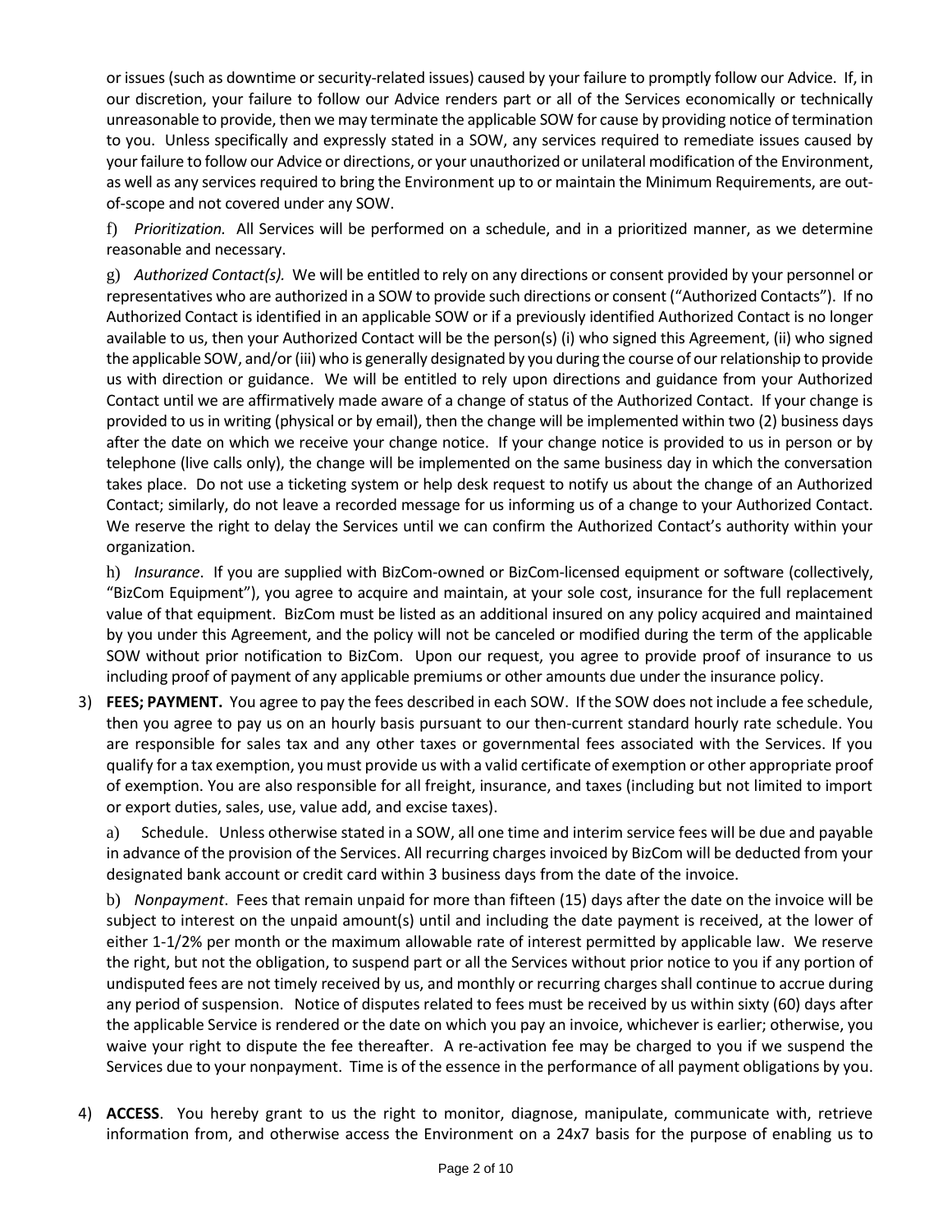or issues (such as downtime or security-related issues) caused by your failure to promptly follow our Advice. If, in our discretion, your failure to follow our Advice renders part or all of the Services economically or technically unreasonable to provide, then we may terminate the applicable SOW for cause by providing notice of termination to you. Unless specifically and expressly stated in a SOW, any services required to remediate issues caused by your failure to follow our Advice or directions, or your unauthorized or unilateral modification of the Environment, as well as any services required to bring the Environment up to or maintain the Minimum Requirements, are out-of-scope and not covered under any SOW.

f) *Prioritization.* All Services will be performed on a schedule, and in a prioritized manner, as we determine reasonable and necessary.

g) *Authorized Contact(s).* We will be entitled to rely on any directions or consent provided by your personnel or representatives who are authorized in a SOW to provide such directions or consent ("Authorized Contacts"). If no Authorized Contact is identified in an applicable SOW or if a previously identified Authorized Contact is no longer available to us, then your Authorized Contact will be the person(s) (i) who signed this Agreement, (ii) who signed the applicable SOW, and/or (iii) who is generally designated by you during the course of our relationship to provide us with direction or guidance. We will be entitled to rely upon directions and guidance from your Authorized Contact until we are affirmatively made aware of a change of status of the Authorized Contact. If your change is provided to us in writing (physical or by email), then the change will be implemented within two (2) business days after the date on which we receive your change notice. If your change notice is provided to us in person or by telephone (live calls only), the change will be implemented on the same business day in which the conversation takes place. Do not use a ticketing system or help desk request to notify us about the change of an Authorized Contact; similarly, do not leave a recorded message for us informing us of a change to your Authorized Contact. We reserve the right to delay the Services until we can confirm the Authorized Contact's authority within your organization.

h) *Insurance*. If you are supplied with BizCom-owned or BizCom-licensed equipment or software (collectively, "BizCom Equipment"), you agree to acquire and maintain, at your sole cost, insurance for the full replacement value of that equipment. BizCom must be listed as an additional insured on any policy acquired and maintained by you under this Agreement, and the policy will not be canceled or modified during the term of the applicable SOW without prior notification to BizCom. Upon our request, you agree to provide proof of insurance to us including proof of payment of any applicable premiums or other amounts due under the insurance policy.

3) **FEES; PAYMENT.** You agree to pay the fees described in each SOW. If the SOW does not include a fee schedule, then you agree to pay us on an hourly basis pursuant to our then-current standard hourly rate schedule. You are responsible for sales tax and any other taxes or governmental fees associated with the Services. If you qualify for a tax exemption, you must provide us with a valid certificate of exemption or other appropriate proof of exemption. You are also responsible for all freight, insurance, and taxes (including but not limited to import or export duties, sales, use, value add, and excise taxes).

   a) Schedule. Unless otherwise stated in a SOW, all one time and interim service fees will be due and payable in advance of the provision of the Services. All recurring charges invoiced by BizCom will be deducted from your designated bank account or credit card within 3 business days from the date of the invoice.

   b) *Nonpayment*. Fees that remain unpaid for more than fifteen (15) days after the date on the invoice will be subject to interest on the unpaid amount(s) until and including the date payment is received, at the lower of either 1-1/2% per month or the maximum allowable rate of interest permitted by applicable law. We reserve the right, but not the obligation, to suspend part or all the Services without prior notice to you if any portion of undisputed fees are not timely received by us, and monthly or recurring charges shall continue to accrue during any period of suspension. Notice of disputes related to fees must be received by us within sixty (60) days after the applicable Service is rendered or the date on which you pay an invoice, whichever is earlier; otherwise, you waive your right to dispute the fee thereafter. A re-activation fee may be charged to you if we suspend the Services due to your nonpayment. Time is of the essence in the performance of all payment obligations by you.

4) **ACCESS**. You hereby grant to us the right to monitor, diagnose, manipulate, communicate with, retrieve information from, and otherwise access the Environment on a 24x7 basis for the purpose of enabling us to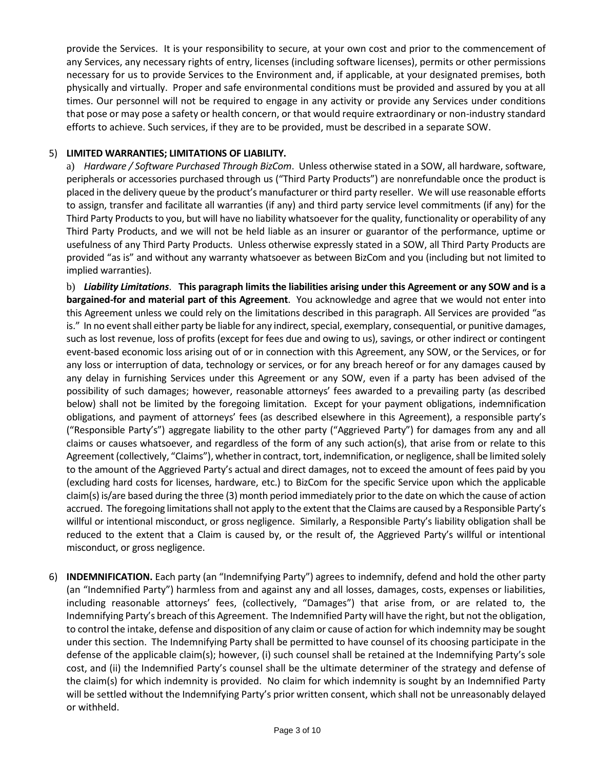provide the Services. It is your responsibility to secure, at your own cost and prior to the commencement of any Services, any necessary rights of entry, licenses (including software licenses), permits or other permissions necessary for us to provide Services to the Environment and, if applicable, at your designated premises, both physically and virtually. Proper and safe environmental conditions must be provided and assured by you at all times. Our personnel will not be required to engage in any activity or provide any Services under conditions that pose or may pose a safety or health concern, or that would require extraordinary or non-industry standard efforts to achieve. Such services, if they are to be provided, must be described in a separate SOW.

5) **LIMITED WARRANTIES; LIMITATIONS OF LIABILITY.**

a) *Hardware / Software Purchased Through BizCom*. Unless otherwise stated in a SOW, all hardware, software, peripherals or accessories purchased through us ("Third Party Products") are nonrefundable once the product is placed in the delivery queue by the product's manufacturer or third party reseller. We will use reasonable efforts to assign, transfer and facilitate all warranties (if any) and third party service level commitments (if any) for the Third Party Products to you, but will have no liability whatsoever for the quality, functionality or operability of any Third Party Products, and we will not be held liable as an insurer or guarantor of the performance, uptime or usefulness of any Third Party Products. Unless otherwise expressly stated in a SOW, all Third Party Products are provided "as is" and without any warranty whatsoever as between BizCom and you (including but not limited to implied warranties).

b) ***Liability Limitations*. This paragraph limits the liabilities arising under this Agreement or any SOW and is a bargained-for and material part of this Agreement**. You acknowledge and agree that we would not enter into this Agreement unless we could rely on the limitations described in this paragraph. All Services are provided "as is." In no event shall either party be liable for any indirect, special, exemplary, consequential, or punitive damages, such as lost revenue, loss of profits (except for fees due and owing to us), savings, or other indirect or contingent event-based economic loss arising out of or in connection with this Agreement, any SOW, or the Services, or for any loss or interruption of data, technology or services, or for any breach hereof or for any damages caused by any delay in furnishing Services under this Agreement or any SOW, even if a party has been advised of the possibility of such damages; however, reasonable attorneys' fees awarded to a prevailing party (as described below) shall not be limited by the foregoing limitation. Except for your payment obligations, indemnification obligations, and payment of attorneys' fees (as described elsewhere in this Agreement), a responsible party's ("Responsible Party's") aggregate liability to the other party ("Aggrieved Party") for damages from any and all claims or causes whatsoever, and regardless of the form of any such action(s), that arise from or relate to this Agreement (collectively, "Claims"), whether in contract, tort, indemnification, or negligence, shall be limited solely to the amount of the Aggrieved Party's actual and direct damages, not to exceed the amount of fees paid by you (excluding hard costs for licenses, hardware, etc.) to BizCom for the specific Service upon which the applicable claim(s) is/are based during the three (3) month period immediately prior to the date on which the cause of action accrued. The foregoing limitations shall not apply to the extent that the Claims are caused by a Responsible Party's willful or intentional misconduct, or gross negligence. Similarly, a Responsible Party's liability obligation shall be reduced to the extent that a Claim is caused by, or the result of, the Aggrieved Party's willful or intentional misconduct, or gross negligence.

6) **INDEMNIFICATION.** Each party (an "Indemnifying Party") agrees to indemnify, defend and hold the other party (an "Indemnified Party") harmless from and against any and all losses, damages, costs, expenses or liabilities, including reasonable attorneys' fees, (collectively, "Damages") that arise from, or are related to, the Indemnifying Party's breach of this Agreement. The Indemnified Party will have the right, but not the obligation, to control the intake, defense and disposition of any claim or cause of action for which indemnity may be sought under this section. The Indemnifying Party shall be permitted to have counsel of its choosing participate in the defense of the applicable claim(s); however, (i) such counsel shall be retained at the Indemnifying Party's sole cost, and (ii) the Indemnified Party's counsel shall be the ultimate determiner of the strategy and defense of the claim(s) for which indemnity is provided. No claim for which indemnity is sought by an Indemnified Party will be settled without the Indemnifying Party's prior written consent, which shall not be unreasonably delayed or withheld.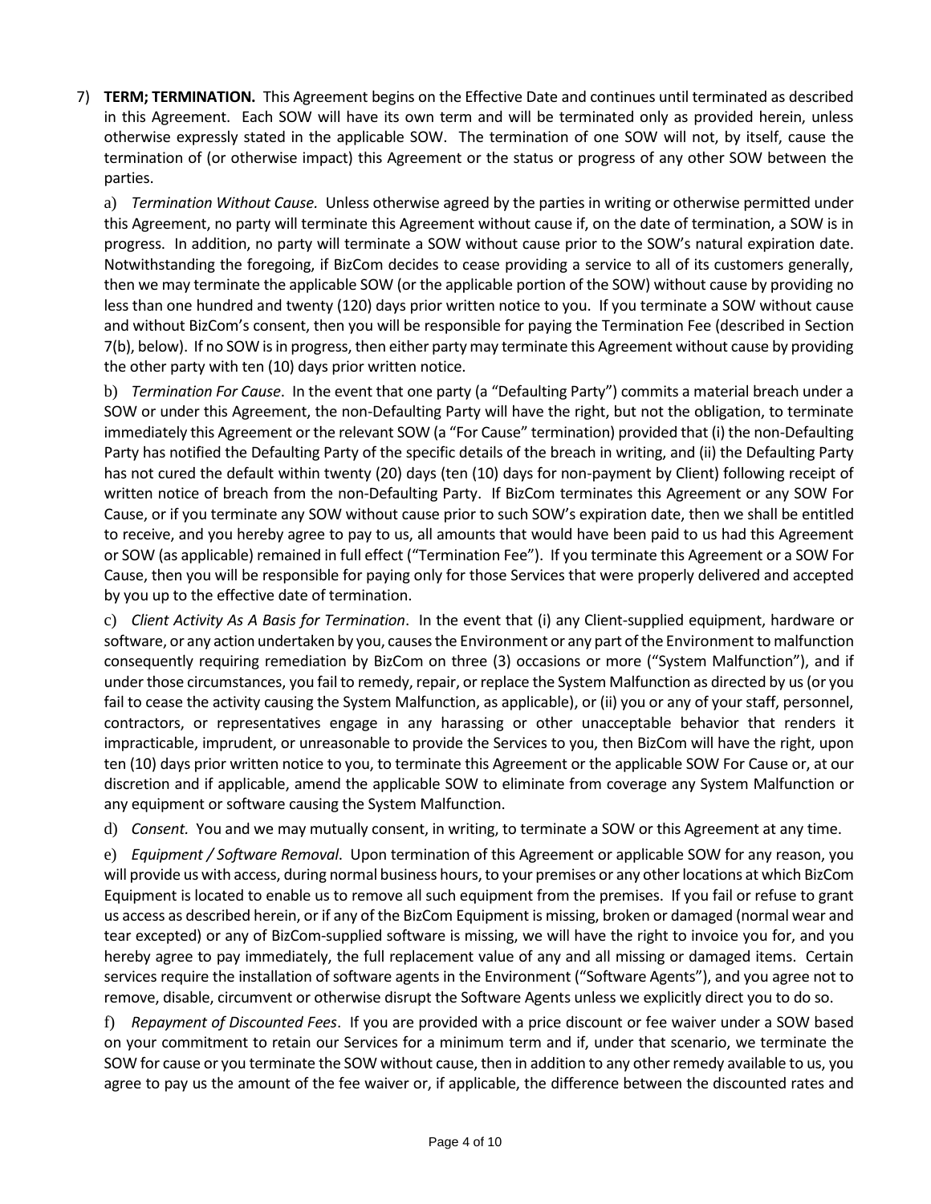7) **TERM; TERMINATION.** This Agreement begins on the Effective Date and continues until terminated as described in this Agreement. Each SOW will have its own term and will be terminated only as provided herein, unless otherwise expressly stated in the applicable SOW. The termination of one SOW will not, by itself, cause the termination of (or otherwise impact) this Agreement or the status or progress of any other SOW between the parties.

   a) *Termination Without Cause.* Unless otherwise agreed by the parties in writing or otherwise permitted under this Agreement, no party will terminate this Agreement without cause if, on the date of termination, a SOW is in progress. In addition, no party will terminate a SOW without cause prior to the SOW's natural expiration date. Notwithstanding the foregoing, if BizCom decides to cease providing a service to all of its customers generally, then we may terminate the applicable SOW (or the applicable portion of the SOW) without cause by providing no less than one hundred and twenty (120) days prior written notice to you. If you terminate a SOW without cause and without BizCom's consent, then you will be responsible for paying the Termination Fee (described in Section 7(b), below). If no SOW is in progress, then either party may terminate this Agreement without cause by providing the other party with ten (10) days prior written notice.

   b) *Termination For Cause*. In the event that one party (a "Defaulting Party") commits a material breach under a SOW or under this Agreement, the non-Defaulting Party will have the right, but not the obligation, to terminate immediately this Agreement or the relevant SOW (a "For Cause" termination) provided that (i) the non-Defaulting Party has notified the Defaulting Party of the specific details of the breach in writing, and (ii) the Defaulting Party has not cured the default within twenty (20) days (ten (10) days for non-payment by Client) following receipt of written notice of breach from the non-Defaulting Party. If BizCom terminates this Agreement or any SOW For Cause, or if you terminate any SOW without cause prior to such SOW's expiration date, then we shall be entitled to receive, and you hereby agree to pay to us, all amounts that would have been paid to us had this Agreement or SOW (as applicable) remained in full effect ("Termination Fee"). If you terminate this Agreement or a SOW For Cause, then you will be responsible for paying only for those Services that were properly delivered and accepted by you up to the effective date of termination.

   c) *Client Activity As A Basis for Termination*. In the event that (i) any Client-supplied equipment, hardware or software, or any action undertaken by you, causes the Environment or any part of the Environment to malfunction consequently requiring remediation by BizCom on three (3) occasions or more ("System Malfunction"), and if under those circumstances, you fail to remedy, repair, or replace the System Malfunction as directed by us (or you fail to cease the activity causing the System Malfunction, as applicable), or (ii) you or any of your staff, personnel, contractors, or representatives engage in any harassing or other unacceptable behavior that renders it impracticable, imprudent, or unreasonable to provide the Services to you, then BizCom will have the right, upon ten (10) days prior written notice to you, to terminate this Agreement or the applicable SOW For Cause or, at our discretion and if applicable, amend the applicable SOW to eliminate from coverage any System Malfunction or any equipment or software causing the System Malfunction.

   d) *Consent.* You and we may mutually consent, in writing, to terminate a SOW or this Agreement at any time.

   e) *Equipment / Software Removal*. Upon termination of this Agreement or applicable SOW for any reason, you will provide us with access, during normal business hours, to your premises or any other locations at which BizCom Equipment is located to enable us to remove all such equipment from the premises. If you fail or refuse to grant us access as described herein, or if any of the BizCom Equipment is missing, broken or damaged (normal wear and tear excepted) or any of BizCom-supplied software is missing, we will have the right to invoice you for, and you hereby agree to pay immediately, the full replacement value of any and all missing or damaged items. Certain services require the installation of software agents in the Environment ("Software Agents"), and you agree not to remove, disable, circumvent or otherwise disrupt the Software Agents unless we explicitly direct you to do so.

   f) *Repayment of Discounted Fees*. If you are provided with a price discount or fee waiver under a SOW based on your commitment to retain our Services for a minimum term and if, under that scenario, we terminate the SOW for cause or you terminate the SOW without cause, then in addition to any other remedy available to us, you agree to pay us the amount of the fee waiver or, if applicable, the difference between the discounted rates and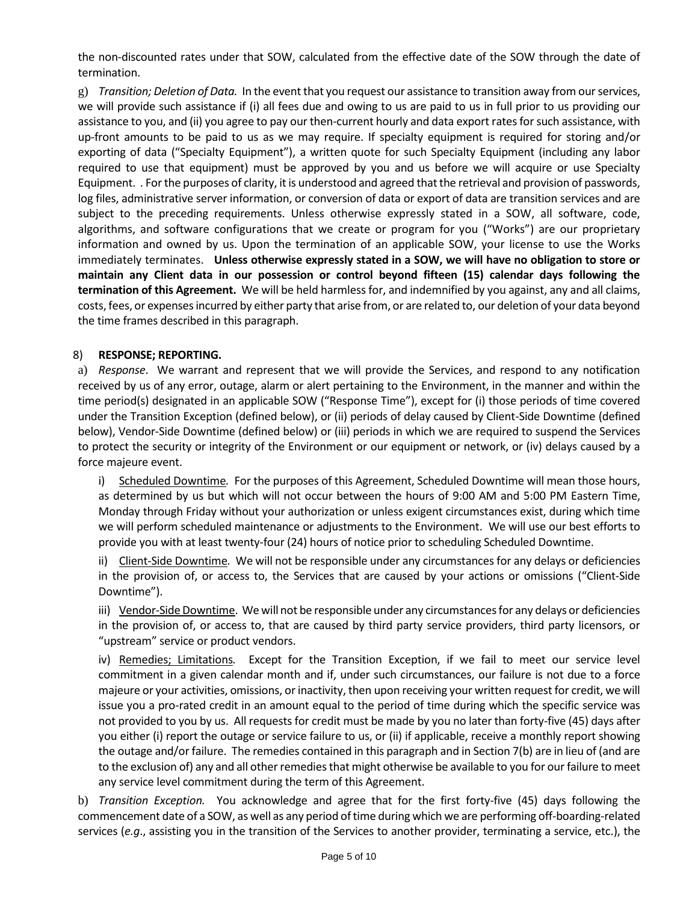the non-discounted rates under that SOW, calculated from the effective date of the SOW through the date of termination.

g) *Transition; Deletion of Data.* In the event that you request our assistance to transition away from our services, we will provide such assistance if (i) all fees due and owing to us are paid to us in full prior to us providing our assistance to you, and (ii) you agree to pay our then-current hourly and data export rates for such assistance, with up-front amounts to be paid to us as we may require. If specialty equipment is required for storing and/or exporting of data ("Specialty Equipment"), a written quote for such Specialty Equipment (including any labor required to use that equipment) must be approved by you and us before we will acquire or use Specialty Equipment. . For the purposes of clarity, it is understood and agreed that the retrieval and provision of passwords, log files, administrative server information, or conversion of data or export of data are transition services and are subject to the preceding requirements. Unless otherwise expressly stated in a SOW, all software, code, algorithms, and software configurations that we create or program for you ("Works") are our proprietary information and owned by us. Upon the termination of an applicable SOW, your license to use the Works immediately terminates. **Unless otherwise expressly stated in a SOW, we will have no obligation to store or maintain any Client data in our possession or control beyond fifteen (15) calendar days following the termination of this Agreement.** We will be held harmless for, and indemnified by you against, any and all claims, costs, fees, or expenses incurred by either party that arise from, or are related to, our deletion of your data beyond the time frames described in this paragraph.

8) **RESPONSE; REPORTING.**

a) *Response*. We warrant and represent that we will provide the Services, and respond to any notification received by us of any error, outage, alarm or alert pertaining to the Environment, in the manner and within the time period(s) designated in an applicable SOW ("Response Time"), except for (i) those periods of time covered under the Transition Exception (defined below), or (ii) periods of delay caused by Client-Side Downtime (defined below), Vendor-Side Downtime (defined below) or (iii) periods in which we are required to suspend the Services to protect the security or integrity of the Environment or our equipment or network, or (iv) delays caused by a force majeure event.

i) <u>Scheduled Downtime</u>*.* For the purposes of this Agreement, Scheduled Downtime will mean those hours, as determined by us but which will not occur between the hours of 9:00 AM and 5:00 PM Eastern Time, Monday through Friday without your authorization or unless exigent circumstances exist, during which time we will perform scheduled maintenance or adjustments to the Environment. We will use our best efforts to provide you with at least twenty-four (24) hours of notice prior to scheduling Scheduled Downtime.

ii) <u>Client-Side Downtime</u>*.* We will not be responsible under any circumstances for any delays or deficiencies in the provision of, or access to, the Services that are caused by your actions or omissions ("Client-Side Downtime").

iii) <u>Vendor-Side Downtime</u>. We will not be responsible under any circumstances for any delays or deficiencies in the provision of, or access to, that are caused by third party service providers, third party licensors, or "upstream" service or product vendors.

iv) <u>Remedies; Limitations</u>*.* Except for the Transition Exception, if we fail to meet our service level commitment in a given calendar month and if, under such circumstances, our failure is not due to a force majeure or your activities, omissions, or inactivity, then upon receiving your written request for credit, we will issue you a pro-rated credit in an amount equal to the period of time during which the specific service was not provided to you by us. All requests for credit must be made by you no later than forty-five (45) days after you either (i) report the outage or service failure to us, or (ii) if applicable, receive a monthly report showing the outage and/or failure. The remedies contained in this paragraph and in Section 7(b) are in lieu of (and are to the exclusion of) any and all other remedies that might otherwise be available to you for our failure to meet any service level commitment during the term of this Agreement.

b) *Transition Exception.* You acknowledge and agree that for the first forty-five (45) days following the commencement date of a SOW, as well as any period of time during which we are performing off-boarding-related services (*e.g*., assisting you in the transition of the Services to another provider, terminating a service, etc.), the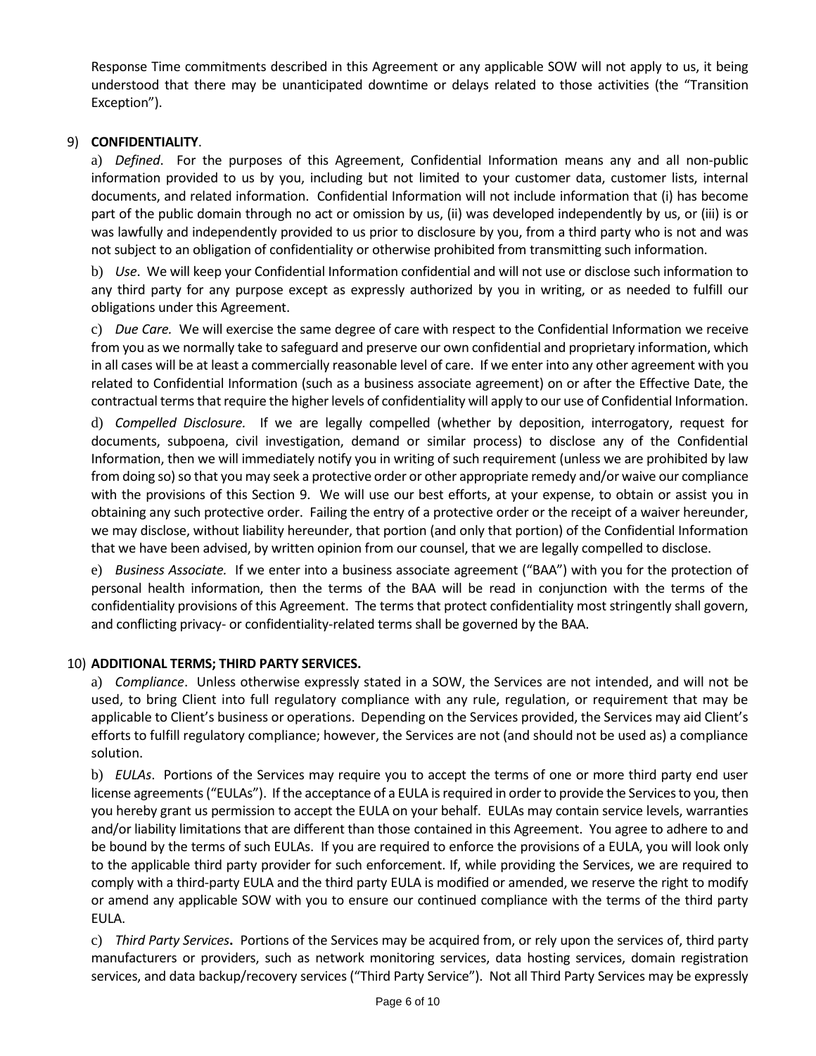Response Time commitments described in this Agreement or any applicable SOW will not apply to us, it being understood that there may be unanticipated downtime or delays related to those activities (the "Transition Exception").

9) **CONFIDENTIALITY**.

a) *Defined*. For the purposes of this Agreement, Confidential Information means any and all non-public information provided to us by you, including but not limited to your customer data, customer lists, internal documents, and related information. Confidential Information will not include information that (i) has become part of the public domain through no act or omission by us, (ii) was developed independently by us, or (iii) is or was lawfully and independently provided to us prior to disclosure by you, from a third party who is not and was not subject to an obligation of confidentiality or otherwise prohibited from transmitting such information.

b) *Use*. We will keep your Confidential Information confidential and will not use or disclose such information to any third party for any purpose except as expressly authorized by you in writing, or as needed to fulfill our obligations under this Agreement.

c) *Due Care.* We will exercise the same degree of care with respect to the Confidential Information we receive from you as we normally take to safeguard and preserve our own confidential and proprietary information, which in all cases will be at least a commercially reasonable level of care. If we enter into any other agreement with you related to Confidential Information (such as a business associate agreement) on or after the Effective Date, the contractual terms that require the higher levels of confidentiality will apply to our use of Confidential Information.

d) *Compelled Disclosure.* If we are legally compelled (whether by deposition, interrogatory, request for documents, subpoena, civil investigation, demand or similar process) to disclose any of the Confidential Information, then we will immediately notify you in writing of such requirement (unless we are prohibited by law from doing so) so that you may seek a protective order or other appropriate remedy and/or waive our compliance with the provisions of this Section 9. We will use our best efforts, at your expense, to obtain or assist you in obtaining any such protective order. Failing the entry of a protective order or the receipt of a waiver hereunder, we may disclose, without liability hereunder, that portion (and only that portion) of the Confidential Information that we have been advised, by written opinion from our counsel, that we are legally compelled to disclose.

e) *Business Associate.* If we enter into a business associate agreement ("BAA") with you for the protection of personal health information, then the terms of the BAA will be read in conjunction with the terms of the confidentiality provisions of this Agreement. The terms that protect confidentiality most stringently shall govern, and conflicting privacy- or confidentiality-related terms shall be governed by the BAA.

10) **ADDITIONAL TERMS; THIRD PARTY SERVICES.**

a) *Compliance*. Unless otherwise expressly stated in a SOW, the Services are not intended, and will not be used, to bring Client into full regulatory compliance with any rule, regulation, or requirement that may be applicable to Client's business or operations. Depending on the Services provided, the Services may aid Client's efforts to fulfill regulatory compliance; however, the Services are not (and should not be used as) a compliance solution.

b) *EULAs*. Portions of the Services may require you to accept the terms of one or more third party end user license agreements ("EULAs"). If the acceptance of a EULA is required in order to provide the Services to you, then you hereby grant us permission to accept the EULA on your behalf. EULAs may contain service levels, warranties and/or liability limitations that are different than those contained in this Agreement. You agree to adhere to and be bound by the terms of such EULAs. If you are required to enforce the provisions of a EULA, you will look only to the applicable third party provider for such enforcement. If, while providing the Services, we are required to comply with a third-party EULA and the third party EULA is modified or amended, we reserve the right to modify or amend any applicable SOW with you to ensure our continued compliance with the terms of the third party EULA.

c) *Third Party Services***.** Portions of the Services may be acquired from, or rely upon the services of, third party manufacturers or providers, such as network monitoring services, data hosting services, domain registration services, and data backup/recovery services ("Third Party Service"). Not all Third Party Services may be expressly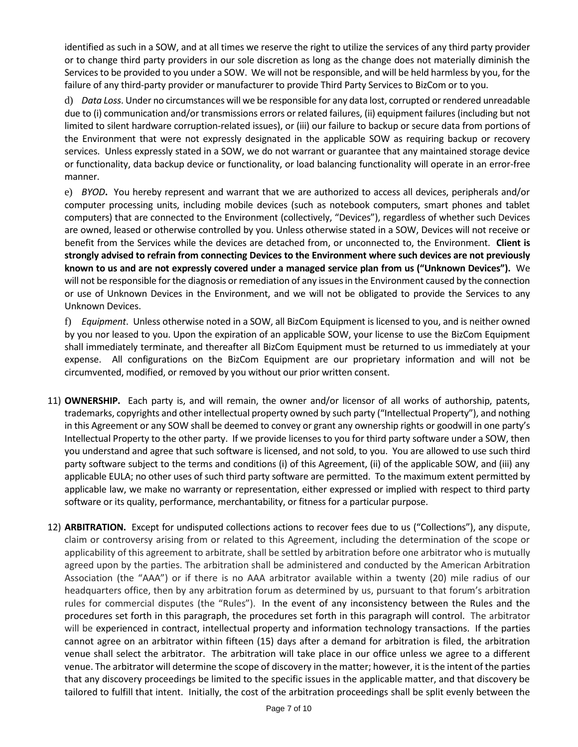identified as such in a SOW, and at all times we reserve the right to utilize the services of any third party provider or to change third party providers in our sole discretion as long as the change does not materially diminish the Services to be provided to you under a SOW. We will not be responsible, and will be held harmless by you, for the failure of any third-party provider or manufacturer to provide Third Party Services to BizCom or to you.

d) *Data Loss*. Under no circumstances will we be responsible for any data lost, corrupted or rendered unreadable due to (i) communication and/or transmissions errors or related failures, (ii) equipment failures (including but not limited to silent hardware corruption-related issues), or (iii) our failure to backup or secure data from portions of the Environment that were not expressly designated in the applicable SOW as requiring backup or recovery services. Unless expressly stated in a SOW, we do not warrant or guarantee that any maintained storage device or functionality, data backup device or functionality, or load balancing functionality will operate in an error-free manner.

e) *BYOD***.** You hereby represent and warrant that we are authorized to access all devices, peripherals and/or computer processing units, including mobile devices (such as notebook computers, smart phones and tablet computers) that are connected to the Environment (collectively, "Devices"), regardless of whether such Devices are owned, leased or otherwise controlled by you. Unless otherwise stated in a SOW, Devices will not receive or benefit from the Services while the devices are detached from, or unconnected to, the Environment. **Client is strongly advised to refrain from connecting Devices to the Environment where such devices are not previously known to us and are not expressly covered under a managed service plan from us ("Unknown Devices").** We will not be responsible for the diagnosis or remediation of any issues in the Environment caused by the connection or use of Unknown Devices in the Environment, and we will not be obligated to provide the Services to any Unknown Devices.

f) *Equipment*. Unless otherwise noted in a SOW, all BizCom Equipment is licensed to you, and is neither owned by you nor leased to you. Upon the expiration of an applicable SOW, your license to use the BizCom Equipment shall immediately terminate, and thereafter all BizCom Equipment must be returned to us immediately at your expense. All configurations on the BizCom Equipment are our proprietary information and will not be circumvented, modified, or removed by you without our prior written consent.

11) **OWNERSHIP.** Each party is, and will remain, the owner and/or licensor of all works of authorship, patents, trademarks, copyrights and other intellectual property owned by such party ("Intellectual Property"), and nothing in this Agreement or any SOW shall be deemed to convey or grant any ownership rights or goodwill in one party's Intellectual Property to the other party. If we provide licenses to you for third party software under a SOW, then you understand and agree that such software is licensed, and not sold, to you. You are allowed to use such third party software subject to the terms and conditions (i) of this Agreement, (ii) of the applicable SOW, and (iii) any applicable EULA; no other uses of such third party software are permitted. To the maximum extent permitted by applicable law, we make no warranty or representation, either expressed or implied with respect to third party software or its quality, performance, merchantability, or fitness for a particular purpose.

12) **ARBITRATION.** Except for undisputed collections actions to recover fees due to us ("Collections"), any dispute, claim or controversy arising from or related to this Agreement, including the determination of the scope or applicability of this agreement to arbitrate, shall be settled by arbitration before one arbitrator who is mutually agreed upon by the parties. The arbitration shall be administered and conducted by the American Arbitration Association (the "AAA") or if there is no AAA arbitrator available within a twenty (20) mile radius of our headquarters office, then by any arbitration forum as determined by us, pursuant to that forum's arbitration rules for commercial disputes (the "Rules"). In the event of any inconsistency between the Rules and the procedures set forth in this paragraph, the procedures set forth in this paragraph will control. The arbitrator will be experienced in contract, intellectual property and information technology transactions. If the parties cannot agree on an arbitrator within fifteen (15) days after a demand for arbitration is filed, the arbitration venue shall select the arbitrator. The arbitration will take place in our office unless we agree to a different venue. The arbitrator will determine the scope of discovery in the matter; however, it is the intent of the parties that any discovery proceedings be limited to the specific issues in the applicable matter, and that discovery be tailored to fulfill that intent. Initially, the cost of the arbitration proceedings shall be split evenly between the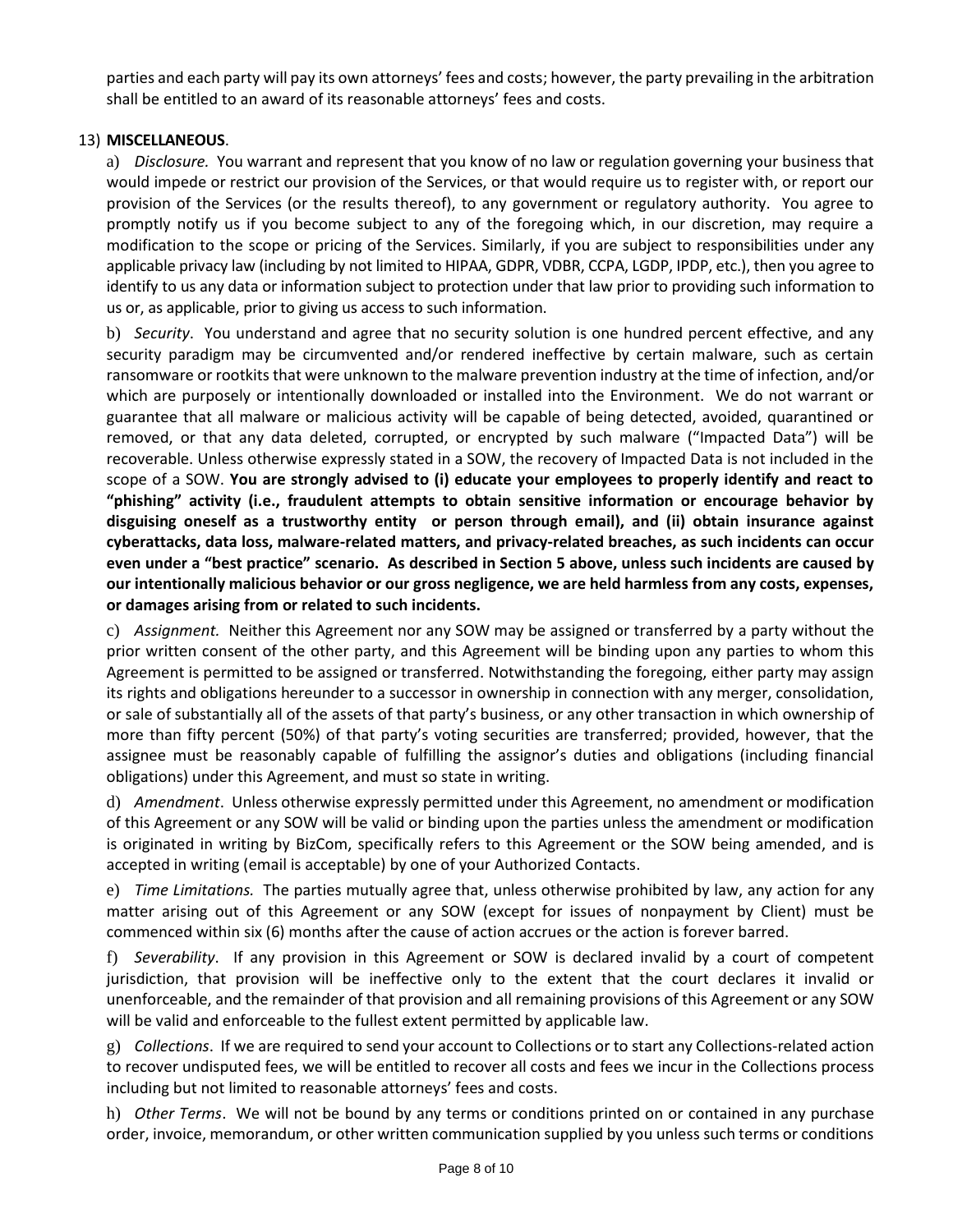parties and each party will pay its own attorneys' fees and costs; however, the party prevailing in the arbitration shall be entitled to an award of its reasonable attorneys' fees and costs.

13) **MISCELLANEOUS**.

a) *Disclosure.* You warrant and represent that you know of no law or regulation governing your business that would impede or restrict our provision of the Services, or that would require us to register with, or report our provision of the Services (or the results thereof), to any government or regulatory authority. You agree to promptly notify us if you become subject to any of the foregoing which, in our discretion, may require a modification to the scope or pricing of the Services. Similarly, if you are subject to responsibilities under any applicable privacy law (including by not limited to HIPAA, GDPR, VDBR, CCPA, LGDP, IPDP, etc.), then you agree to identify to us any data or information subject to protection under that law prior to providing such information to us or, as applicable, prior to giving us access to such information.

b) *Security*. You understand and agree that no security solution is one hundred percent effective, and any security paradigm may be circumvented and/or rendered ineffective by certain malware, such as certain ransomware or rootkits that were unknown to the malware prevention industry at the time of infection, and/or which are purposely or intentionally downloaded or installed into the Environment. We do not warrant or guarantee that all malware or malicious activity will be capable of being detected, avoided, quarantined or removed, or that any data deleted, corrupted, or encrypted by such malware ("Impacted Data") will be recoverable. Unless otherwise expressly stated in a SOW, the recovery of Impacted Data is not included in the scope of a SOW. **You are strongly advised to (i) educate your employees to properly identify and react to "phishing" activity (i.e., fraudulent attempts to obtain sensitive information or encourage behavior by disguising oneself as a trustworthy entity or person through email), and (ii) obtain insurance against cyberattacks, data loss, malware-related matters, and privacy-related breaches, as such incidents can occur even under a "best practice" scenario. As described in Section 5 above, unless such incidents are caused by our intentionally malicious behavior or our gross negligence, we are held harmless from any costs, expenses, or damages arising from or related to such incidents.**

c) *Assignment.* Neither this Agreement nor any SOW may be assigned or transferred by a party without the prior written consent of the other party, and this Agreement will be binding upon any parties to whom this Agreement is permitted to be assigned or transferred. Notwithstanding the foregoing, either party may assign its rights and obligations hereunder to a successor in ownership in connection with any merger, consolidation, or sale of substantially all of the assets of that party's business, or any other transaction in which ownership of more than fifty percent (50%) of that party's voting securities are transferred; provided, however, that the assignee must be reasonably capable of fulfilling the assignor's duties and obligations (including financial obligations) under this Agreement, and must so state in writing.

d) *Amendment*. Unless otherwise expressly permitted under this Agreement, no amendment or modification of this Agreement or any SOW will be valid or binding upon the parties unless the amendment or modification is originated in writing by BizCom, specifically refers to this Agreement or the SOW being amended, and is accepted in writing (email is acceptable) by one of your Authorized Contacts.

e) *Time Limitations.* The parties mutually agree that, unless otherwise prohibited by law, any action for any matter arising out of this Agreement or any SOW (except for issues of nonpayment by Client) must be commenced within six (6) months after the cause of action accrues or the action is forever barred.

f) *Severability*. If any provision in this Agreement or SOW is declared invalid by a court of competent jurisdiction, that provision will be ineffective only to the extent that the court declares it invalid or unenforceable, and the remainder of that provision and all remaining provisions of this Agreement or any SOW will be valid and enforceable to the fullest extent permitted by applicable law.

g) *Collections*. If we are required to send your account to Collections or to start any Collections-related action to recover undisputed fees, we will be entitled to recover all costs and fees we incur in the Collections process including but not limited to reasonable attorneys' fees and costs.

h) *Other Terms*. We will not be bound by any terms or conditions printed on or contained in any purchase order, invoice, memorandum, or other written communication supplied by you unless such terms or conditions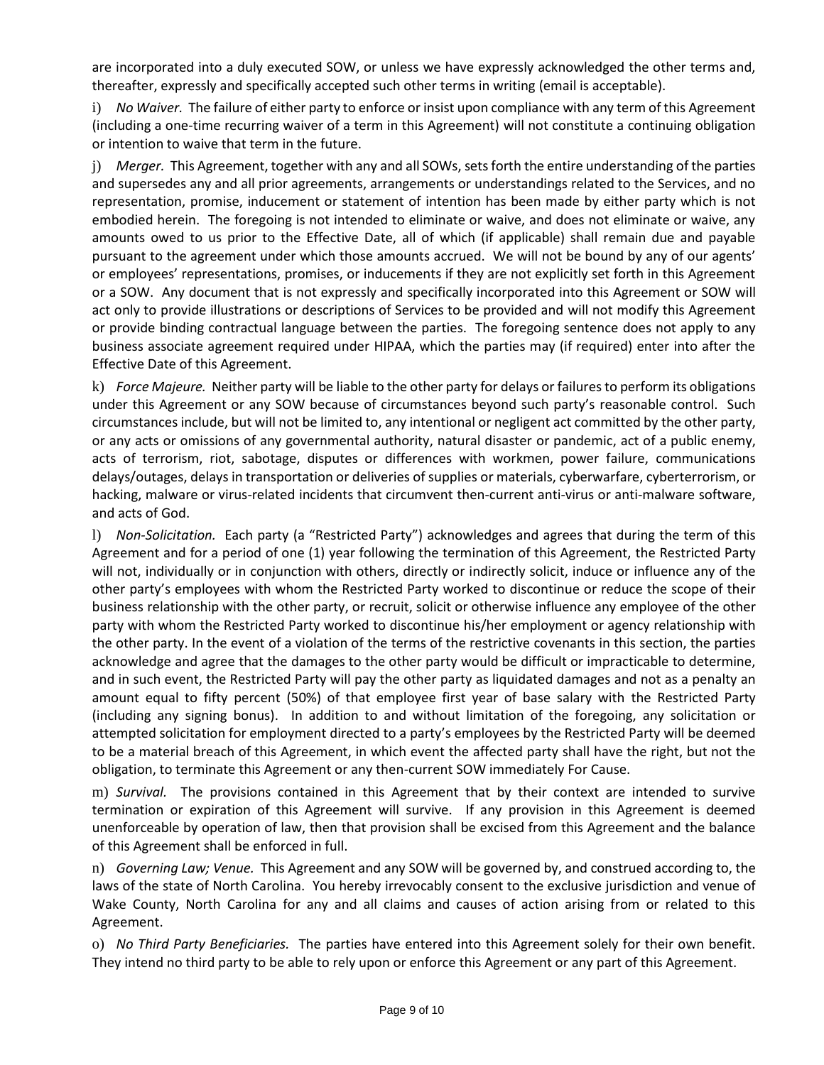are incorporated into a duly executed SOW, or unless we have expressly acknowledged the other terms and, thereafter, expressly and specifically accepted such other terms in writing (email is acceptable).

i) *No Waiver.* The failure of either party to enforce or insist upon compliance with any term of this Agreement (including a one-time recurring waiver of a term in this Agreement) will not constitute a continuing obligation or intention to waive that term in the future.

j) *Merger.* This Agreement, together with any and all SOWs, sets forth the entire understanding of the parties and supersedes any and all prior agreements, arrangements or understandings related to the Services, and no representation, promise, inducement or statement of intention has been made by either party which is not embodied herein. The foregoing is not intended to eliminate or waive, and does not eliminate or waive, any amounts owed to us prior to the Effective Date, all of which (if applicable) shall remain due and payable pursuant to the agreement under which those amounts accrued. We will not be bound by any of our agents' or employees' representations, promises, or inducements if they are not explicitly set forth in this Agreement or a SOW. Any document that is not expressly and specifically incorporated into this Agreement or SOW will act only to provide illustrations or descriptions of Services to be provided and will not modify this Agreement or provide binding contractual language between the parties. The foregoing sentence does not apply to any business associate agreement required under HIPAA, which the parties may (if required) enter into after the Effective Date of this Agreement.

k) *Force Majeure.* Neither party will be liable to the other party for delays or failures to perform its obligations under this Agreement or any SOW because of circumstances beyond such party's reasonable control. Such circumstances include, but will not be limited to, any intentional or negligent act committed by the other party, or any acts or omissions of any governmental authority, natural disaster or pandemic, act of a public enemy, acts of terrorism, riot, sabotage, disputes or differences with workmen, power failure, communications delays/outages, delays in transportation or deliveries of supplies or materials, cyberwarfare, cyberterrorism, or hacking, malware or virus-related incidents that circumvent then-current anti-virus or anti-malware software, and acts of God.

l) *Non-Solicitation.* Each party (a "Restricted Party") acknowledges and agrees that during the term of this Agreement and for a period of one (1) year following the termination of this Agreement, the Restricted Party will not, individually or in conjunction with others, directly or indirectly solicit, induce or influence any of the other party's employees with whom the Restricted Party worked to discontinue or reduce the scope of their business relationship with the other party, or recruit, solicit or otherwise influence any employee of the other party with whom the Restricted Party worked to discontinue his/her employment or agency relationship with the other party. In the event of a violation of the terms of the restrictive covenants in this section, the parties acknowledge and agree that the damages to the other party would be difficult or impracticable to determine, and in such event, the Restricted Party will pay the other party as liquidated damages and not as a penalty an amount equal to fifty percent (50%) of that employee first year of base salary with the Restricted Party (including any signing bonus). In addition to and without limitation of the foregoing, any solicitation or attempted solicitation for employment directed to a party's employees by the Restricted Party will be deemed to be a material breach of this Agreement, in which event the affected party shall have the right, but not the obligation, to terminate this Agreement or any then-current SOW immediately For Cause.

m) *Survival.* The provisions contained in this Agreement that by their context are intended to survive termination or expiration of this Agreement will survive. If any provision in this Agreement is deemed unenforceable by operation of law, then that provision shall be excised from this Agreement and the balance of this Agreement shall be enforced in full.

n) *Governing Law; Venue.* This Agreement and any SOW will be governed by, and construed according to, the laws of the state of North Carolina. You hereby irrevocably consent to the exclusive jurisdiction and venue of Wake County, North Carolina for any and all claims and causes of action arising from or related to this Agreement.

o) *No Third Party Beneficiaries.* The parties have entered into this Agreement solely for their own benefit. They intend no third party to be able to rely upon or enforce this Agreement or any part of this Agreement.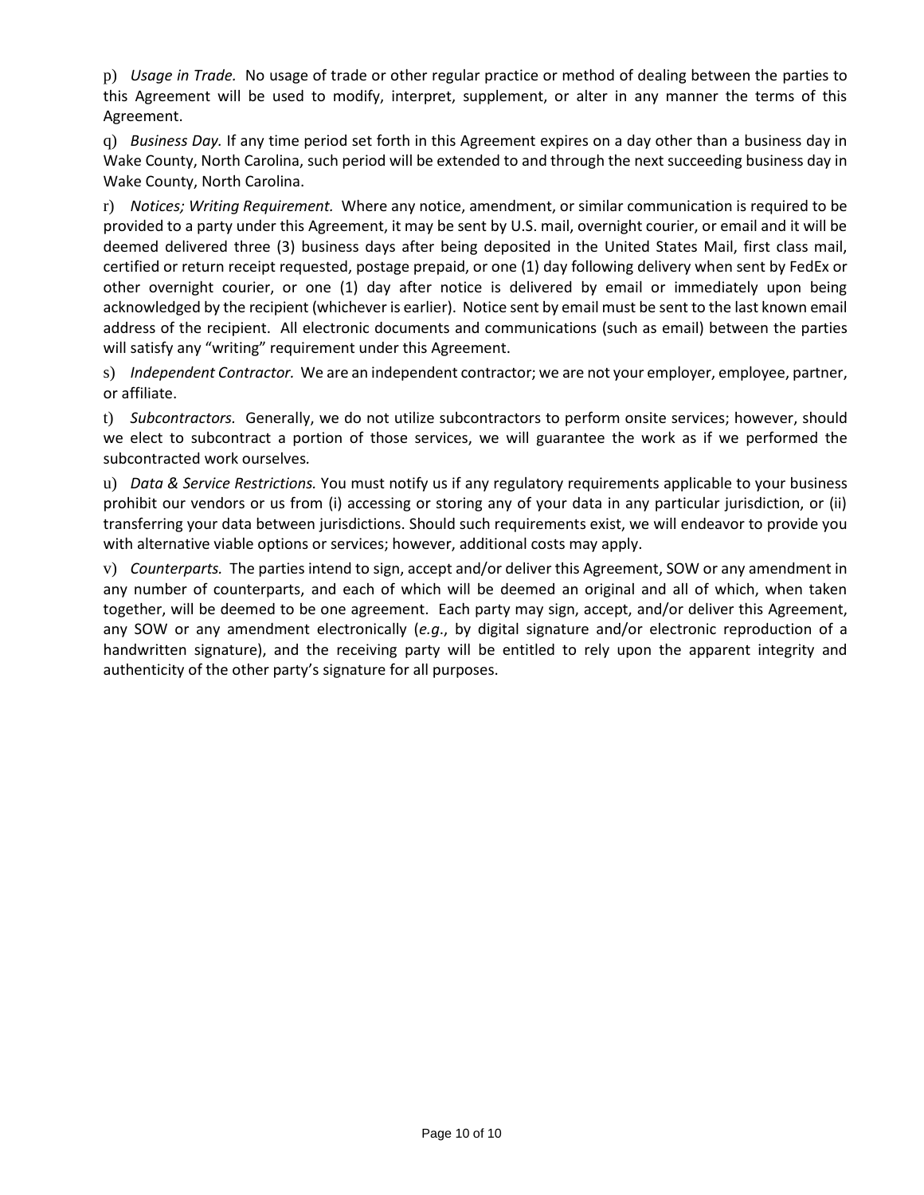p) *Usage in Trade.* No usage of trade or other regular practice or method of dealing between the parties to this Agreement will be used to modify, interpret, supplement, or alter in any manner the terms of this Agreement.

q) *Business Day.* If any time period set forth in this Agreement expires on a day other than a business day in Wake County, North Carolina, such period will be extended to and through the next succeeding business day in Wake County, North Carolina.

r) *Notices; Writing Requirement.* Where any notice, amendment, or similar communication is required to be provided to a party under this Agreement, it may be sent by U.S. mail, overnight courier, or email and it will be deemed delivered three (3) business days after being deposited in the United States Mail, first class mail, certified or return receipt requested, postage prepaid, or one (1) day following delivery when sent by FedEx or other overnight courier, or one (1) day after notice is delivered by email or immediately upon being acknowledged by the recipient (whichever is earlier). Notice sent by email must be sent to the last known email address of the recipient. All electronic documents and communications (such as email) between the parties will satisfy any "writing" requirement under this Agreement.

s) *Independent Contractor.* We are an independent contractor; we are not your employer, employee, partner, or affiliate.

t) *Subcontractors.* Generally, we do not utilize subcontractors to perform onsite services; however, should we elect to subcontract a portion of those services, we will guarantee the work as if we performed the subcontracted work ourselves.

u) *Data & Service Restrictions.* You must notify us if any regulatory requirements applicable to your business prohibit our vendors or us from (i) accessing or storing any of your data in any particular jurisdiction, or (ii) transferring your data between jurisdictions. Should such requirements exist, we will endeavor to provide you with alternative viable options or services; however, additional costs may apply.

v) *Counterparts.* The parties intend to sign, accept and/or deliver this Agreement, SOW or any amendment in any number of counterparts, and each of which will be deemed an original and all of which, when taken together, will be deemed to be one agreement. Each party may sign, accept, and/or deliver this Agreement, any SOW or any amendment electronically (*e.g*., by digital signature and/or electronic reproduction of a handwritten signature), and the receiving party will be entitled to rely upon the apparent integrity and authenticity of the other party's signature for all purposes.